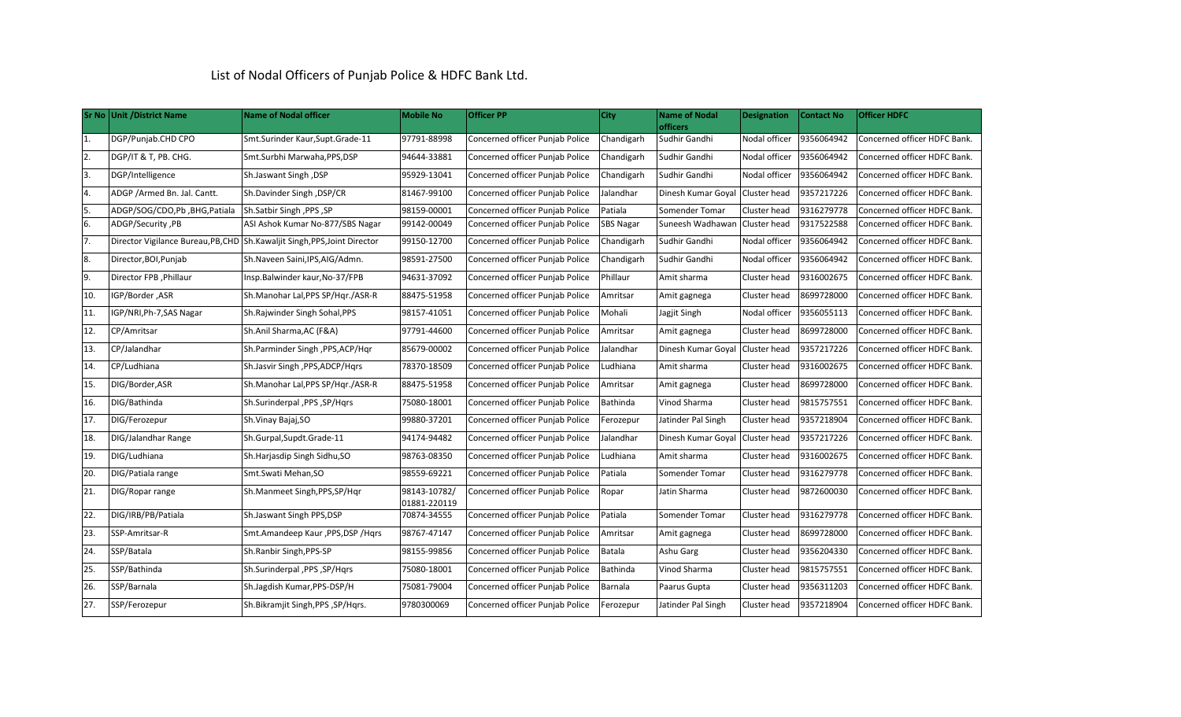# List of Nodal Officers of Punjab Police & HDFC Bank Ltd.

| Sr No | Unit /District Name | Name of Nodal officer | Mobile No | Officer PP | City | Name of Nodal officers | Designation | Contact No | Officer HDFC |
|---|---|---|---|---|---|---|---|---|---|
| 1. | DGP/Punjab.CHD CPO | Smt.Surinder Kaur,Supt.Grade-11 | 97791-88998 | Concerned officer Punjab Police | Chandigarh | Sudhir Gandhi | Nodal officer | 9356064942 | Concerned officer HDFC Bank. |
| 2. | DGP/IT & T, PB. CHG. | Smt.Surbhi Marwaha,PPS,DSP | 94644-33881 | Concerned officer Punjab Police | Chandigarh | Sudhir Gandhi | Nodal officer | 9356064942 | Concerned officer HDFC Bank. |
| 3. | DGP/Intelligence | Sh.Jaswant Singh ,DSP | 95929-13041 | Concerned officer Punjab Police | Chandigarh | Sudhir Gandhi | Nodal officer | 9356064942 | Concerned officer HDFC Bank. |
| 4. | ADGP /Armed Bn. Jal. Cantt. | Sh.Davinder Singh ,DSP/CR | 81467-99100 | Concerned officer Punjab Police | Jalandhar | Dinesh Kumar Goyal | Cluster head | 9357217226 | Concerned officer HDFC Bank. |
| 5. | ADGP/SOG/CDO,Pb ,BHG,Patiala | Sh.Satbir Singh ,PPS ,SP | 98159-00001 | Concerned officer Punjab Police | Patiala | Somender Tomar | Cluster head | 9316279778 | Concerned officer HDFC Bank. |
| 6. | ADGP/Security ,PB | ASI Ashok Kumar No-877/SBS Nagar | 99142-00049 | Concerned officer Punjab Police | SBS Nagar | Suneesh Wadhawan | Cluster head | 9317522588 | Concerned officer HDFC Bank. |
| 7. | Director Vigilance Bureau,PB,CHD | Sh.Kawaljit Singh,PPS,Joint Director | 99150-12700 | Concerned officer Punjab Police | Chandigarh | Sudhir Gandhi | Nodal officer | 9356064942 | Concerned officer HDFC Bank. |
| 8. | Director,BOI,Punjab | Sh.Naveen Saini,IPS,AIG/Admn. | 98591-27500 | Concerned officer Punjab Police | Chandigarh | Sudhir Gandhi | Nodal officer | 9356064942 | Concerned officer HDFC Bank. |
| 9. | Director FPB ,Phillaur | Insp.Balwinder kaur,No-37/FPB | 94631-37092 | Concerned officer Punjab Police | Phillaur | Amit sharma | Cluster head | 9316002675 | Concerned officer HDFC Bank. |
| 10. | IGP/Border ,ASR | Sh.Manohar Lal,PPS SP/Hqr./ASR-R | 88475-51958 | Concerned officer Punjab Police | Amritsar | Amit gagnega | Cluster head | 8699728000 | Concerned officer HDFC Bank. |
| 11. | IGP/NRI,Ph-7,SAS Nagar | Sh.Rajwinder Singh Sohal,PPS | 98157-41051 | Concerned officer Punjab Police | Mohali | Jagjit Singh | Nodal officer | 9356055113 | Concerned officer HDFC Bank. |
| 12. | CP/Amritsar | Sh.Anil Sharma,AC (F&A) | 97791-44600 | Concerned officer Punjab Police | Amritsar | Amit gagnega | Cluster head | 8699728000 | Concerned officer HDFC Bank. |
| 13. | CP/Jalandhar | Sh.Parminder Singh ,PPS,ACP/Hqr | 85679-00002 | Concerned officer Punjab Police | Jalandhar | Dinesh Kumar Goyal | Cluster head | 9357217226 | Concerned officer HDFC Bank. |
| 14. | CP/Ludhiana | Sh.Jasvir Singh ,PPS,ADCP/Hqrs | 78370-18509 | Concerned officer Punjab Police | Ludhiana | Amit sharma | Cluster head | 9316002675 | Concerned officer HDFC Bank. |
| 15. | DIG/Border,ASR | Sh.Manohar Lal,PPS SP/Hqr./ASR-R | 88475-51958 | Concerned officer Punjab Police | Amritsar | Amit gagnega | Cluster head | 8699728000 | Concerned officer HDFC Bank. |
| 16. | DIG/Bathinda | Sh.Surinderpal ,PPS ,SP/Hqrs | 75080-18001 | Concerned officer Punjab Police | Bathinda | Vinod Sharma | Cluster head | 9815757551 | Concerned officer HDFC Bank. |
| 17. | DIG/Ferozepur | Sh.Vinay Bajaj,SO | 99880-37201 | Concerned officer Punjab Police | Ferozepur | Jatinder Pal Singh | Cluster head | 9357218904 | Concerned officer HDFC Bank. |
| 18. | DIG/Jalandhar Range | Sh.Gurpal,Supdt.Grade-11 | 94174-94482 | Concerned officer Punjab Police | Jalandhar | Dinesh Kumar Goyal | Cluster head | 9357217226 | Concerned officer HDFC Bank. |
| 19. | DIG/Ludhiana | Sh.Harjasdip Singh Sidhu,SO | 98763-08350 | Concerned officer Punjab Police | Ludhiana | Amit sharma | Cluster head | 9316002675 | Concerned officer HDFC Bank. |
| 20. | DIG/Patiala range | Smt.Swati Mehan,SO | 98559-69221 | Concerned officer Punjab Police | Patiala | Somender Tomar | Cluster head | 9316279778 | Concerned officer HDFC Bank. |
| 21. | DIG/Ropar range | Sh.Manmeet Singh,PPS,SP/Hqr | 98143-10782/ 01881-220119 | Concerned officer Punjab Police | Ropar | Jatin Sharma | Cluster head | 9872600030 | Concerned officer HDFC Bank. |
| 22. | DIG/IRB/PB/Patiala | Sh.Jaswant Singh PPS,DSP | 70874-34555 | Concerned officer Punjab Police | Patiala | Somender Tomar | Cluster head | 9316279778 | Concerned officer HDFC Bank. |
| 23. | SSP-Amritsar-R | Smt.Amandeep Kaur ,PPS,DSP /Hqrs | 98767-47147 | Concerned officer Punjab Police | Amritsar | Amit gagnega | Cluster head | 8699728000 | Concerned officer HDFC Bank. |
| 24. | SSP/Batala | Sh.Ranbir Singh,PPS-SP | 98155-99856 | Concerned officer Punjab Police | Batala | Ashu Garg | Cluster head | 9356204330 | Concerned officer HDFC Bank. |
| 25. | SSP/Bathinda | Sh.Surinderpal ,PPS ,SP/Hqrs | 75080-18001 | Concerned officer Punjab Police | Bathinda | Vinod Sharma | Cluster head | 9815757551 | Concerned officer HDFC Bank. |
| 26. | SSP/Barnala | Sh.Jagdish Kumar,PPS-DSP/H | 75081-79004 | Concerned officer Punjab Police | Barnala | Paarus Gupta | Cluster head | 9356311203 | Concerned officer HDFC Bank. |
| 27. | SSP/Ferozepur | Sh.Bikramjit Singh,PPS ,SP/Hqrs. | 9780300069 | Concerned officer Punjab Police | Ferozepur | Jatinder Pal Singh | Cluster head | 9357218904 | Concerned officer HDFC Bank. |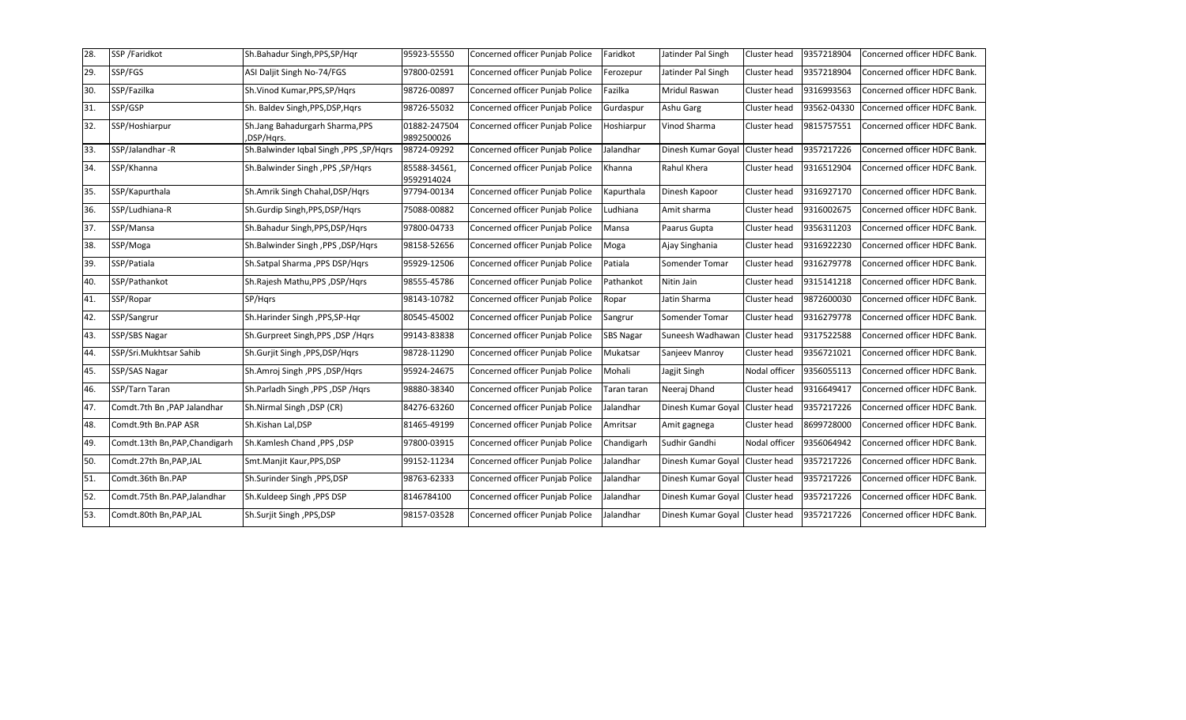| 28. | SSP /Faridkot | Sh.Bahadur Singh,PPS,SP/Hqr | 95923-55550 | Concerned officer Punjab Police | Faridkot | Jatinder Pal Singh | Cluster head | 9357218904 | Concerned officer HDFC Bank. |
|---|---|---|---|---|---|---|---|---|---|
| 29. | SSP/FGS | ASI Daljit Singh No-74/FGS | 97800-02591 | Concerned officer Punjab Police | Ferozepur | Jatinder Pal Singh | Cluster head | 9357218904 | Concerned officer HDFC Bank. |
| 30. | SSP/Fazilka | Sh.Vinod Kumar,PPS,SP/Hqrs | 98726-00897 | Concerned officer Punjab Police | Fazilka | Mridul Raswan | Cluster head | 9316993563 | Concerned officer HDFC Bank. |
| 31. | SSP/GSP | Sh. Baldev Singh,PPS,DSP,Hqrs | 98726-55032 | Concerned officer Punjab Police | Gurdaspur | Ashu Garg | Cluster head | 93562-04330 | Concerned officer HDFC Bank. |
| 32. | SSP/Hoshiarpur | Sh.Jang Bahadurgarh Sharma,PPS ,DSP/Hqrs. | 01882-247504 9892500026 | Concerned officer Punjab Police | Hoshiarpur | Vinod Sharma | Cluster head | 9815757551 | Concerned officer HDFC Bank. |
| 33. | SSP/Jalandhar -R | Sh.Balwinder Iqbal Singh ,PPS ,SP/Hqrs | 98724-09292 | Concerned officer Punjab Police | Jalandhar | Dinesh Kumar Goyal | Cluster head | 9357217226 | Concerned officer HDFC Bank. |
| 34. | SSP/Khanna | Sh.Balwinder Singh ,PPS ,SP/Hqrs | 85588-34561, 9592914024 | Concerned officer Punjab Police | Khanna | Rahul Khera | Cluster head | 9316512904 | Concerned officer HDFC Bank. |
| 35. | SSP/Kapurthala | Sh.Amrik Singh Chahal,DSP/Hqrs | 97794-00134 | Concerned officer Punjab Police | Kapurthala | Dinesh Kapoor | Cluster head | 9316927170 | Concerned officer HDFC Bank. |
| 36. | SSP/Ludhiana-R | Sh.Gurdip Singh,PPS,DSP/Hqrs | 75088-00882 | Concerned officer Punjab Police | Ludhiana | Amit sharma | Cluster head | 9316002675 | Concerned officer HDFC Bank. |
| 37. | SSP/Mansa | Sh.Bahadur Singh,PPS,DSP/Hqrs | 97800-04733 | Concerned officer Punjab Police | Mansa | Paarus Gupta | Cluster head | 9356311203 | Concerned officer HDFC Bank. |
| 38. | SSP/Moga | Sh.Balwinder Singh ,PPS ,DSP/Hqrs | 98158-52656 | Concerned officer Punjab Police | Moga | Ajay Singhania | Cluster head | 9316922230 | Concerned officer HDFC Bank. |
| 39. | SSP/Patiala | Sh.Satpal Sharma ,PPS DSP/Hqrs | 95929-12506 | Concerned officer Punjab Police | Patiala | Somender Tomar | Cluster head | 9316279778 | Concerned officer HDFC Bank. |
| 40. | SSP/Pathankot | Sh.Rajesh Mathu,PPS ,DSP/Hqrs | 98555-45786 | Concerned officer Punjab Police | Pathankot | Nitin Jain | Cluster head | 9315141218 | Concerned officer HDFC Bank. |
| 41. | SSP/Ropar | SP/Hqrs | 98143-10782 | Concerned officer Punjab Police | Ropar | Jatin Sharma | Cluster head | 9872600030 | Concerned officer HDFC Bank. |
| 42. | SSP/Sangrur | Sh.Harinder Singh ,PPS,SP-Hqr | 80545-45002 | Concerned officer Punjab Police | Sangrur | Somender Tomar | Cluster head | 9316279778 | Concerned officer HDFC Bank. |
| 43. | SSP/SBS Nagar | Sh.Gurpreet Singh,PPS ,DSP /Hqrs | 99143-83838 | Concerned officer Punjab Police | SBS Nagar | Suneesh Wadhawan | Cluster head | 9317522588 | Concerned officer HDFC Bank. |
| 44. | SSP/Sri.Mukhtsar Sahib | Sh.Gurjit Singh ,PPS,DSP/Hqrs | 98728-11290 | Concerned officer Punjab Police | Mukatsar | Sanjeev Manroy | Cluster head | 9356721021 | Concerned officer HDFC Bank. |
| 45. | SSP/SAS Nagar | Sh.Amroj Singh ,PPS ,DSP/Hqrs | 95924-24675 | Concerned officer Punjab Police | Mohali | Jagjit Singh | Nodal officer | 9356055113 | Concerned officer HDFC Bank. |
| 46. | SSP/Tarn Taran | Sh.Parladh Singh ,PPS ,DSP /Hqrs | 98880-38340 | Concerned officer Punjab Police | Taran taran | Neeraj Dhand | Cluster head | 9316649417 | Concerned officer HDFC Bank. |
| 47. | Comdt.7th Bn ,PAP Jalandhar | Sh.Nirmal Singh ,DSP (CR) | 84276-63260 | Concerned officer Punjab Police | Jalandhar | Dinesh Kumar Goyal | Cluster head | 9357217226 | Concerned officer HDFC Bank. |
| 48. | Comdt.9th Bn.PAP ASR | Sh.Kishan Lal,DSP | 81465-49199 | Concerned officer Punjab Police | Amritsar | Amit gagnega | Cluster head | 8699728000 | Concerned officer HDFC Bank. |
| 49. | Comdt.13th Bn,PAP,Chandigarh | Sh.Kamlesh Chand ,PPS ,DSP | 97800-03915 | Concerned officer Punjab Police | Chandigarh | Sudhir Gandhi | Nodal officer | 9356064942 | Concerned officer HDFC Bank. |
| 50. | Comdt.27th Bn,PAP,JAL | Smt.Manjit Kaur,PPS,DSP | 99152-11234 | Concerned officer Punjab Police | Jalandhar | Dinesh Kumar Goyal | Cluster head | 9357217226 | Concerned officer HDFC Bank. |
| 51. | Comdt.36th Bn.PAP | Sh.Surinder Singh ,PPS,DSP | 98763-62333 | Concerned officer Punjab Police | Jalandhar | Dinesh Kumar Goyal | Cluster head | 9357217226 | Concerned officer HDFC Bank. |
| 52. | Comdt.75th Bn.PAP,Jalandhar | Sh.Kuldeep Singh ,PPS DSP | 8146784100 | Concerned officer Punjab Police | Jalandhar | Dinesh Kumar Goyal | Cluster head | 9357217226 | Concerned officer HDFC Bank. |
| 53. | Comdt.80th Bn,PAP,JAL | Sh.Surjit Singh ,PPS,DSP | 98157-03528 | Concerned officer Punjab Police | Jalandhar | Dinesh Kumar Goyal | Cluster head | 9357217226 | Concerned officer HDFC Bank. |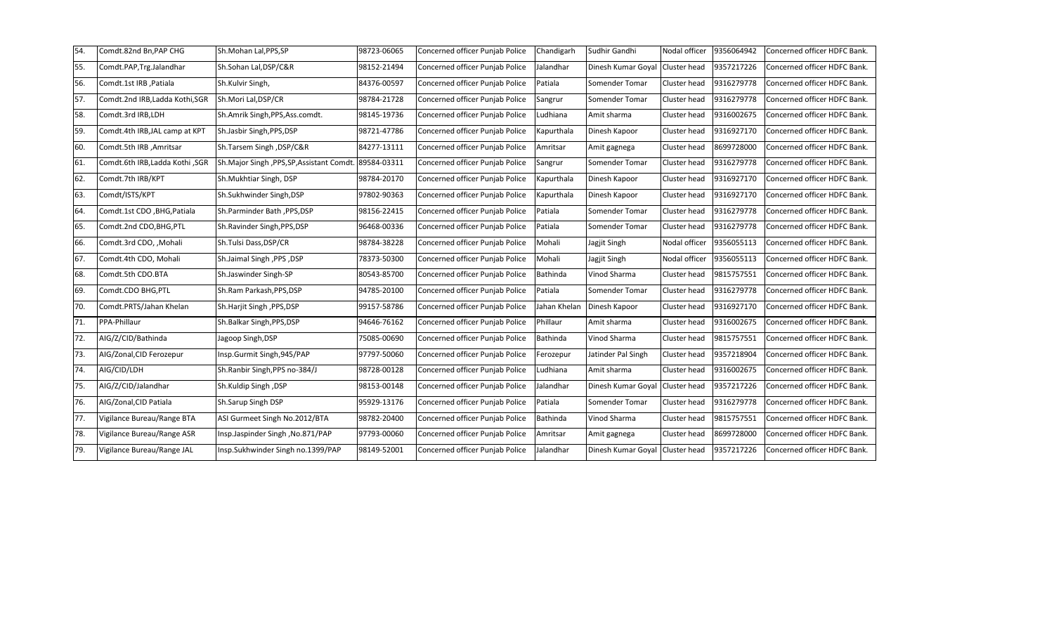| 54. | Comdt.82nd Bn,PAP CHG | Sh.Mohan Lal,PPS,SP | 98723-06065 | Concerned officer Punjab Police | Chandigarh | Sudhir Gandhi | Nodal officer | 9356064942 | Concerned officer HDFC Bank. |
|---|---|---|---|---|---|---|---|---|---|
| 55. | Comdt.PAP,Trg.Jalandhar | Sh.Sohan Lal,DSP/C&R | 98152-21494 | Concerned officer Punjab Police | Jalandhar | Dinesh Kumar Goyal | Cluster head | 9357217226 | Concerned officer HDFC Bank. |
| 56. | Comdt.1st IRB ,Patiala | Sh.Kulvir Singh, | 84376-00597 | Concerned officer Punjab Police | Patiala | Somender Tomar | Cluster head | 9316279778 | Concerned officer HDFC Bank. |
| 57. | Comdt.2nd IRB,Ladda Kothi,SGR | Sh.Mori Lal,DSP/CR | 98784-21728 | Concerned officer Punjab Police | Sangrur | Somender Tomar | Cluster head | 9316279778 | Concerned officer HDFC Bank. |
| 58. | Comdt.3rd IRB,LDH | Sh.Amrik Singh,PPS,Ass.comdt. | 98145-19736 | Concerned officer Punjab Police | Ludhiana | Amit sharma | Cluster head | 9316002675 | Concerned officer HDFC Bank. |
| 59. | Comdt.4th IRB,JAL camp at KPT | Sh.Jasbir Singh,PPS,DSP | 98721-47786 | Concerned officer Punjab Police | Kapurthala | Dinesh Kapoor | Cluster head | 9316927170 | Concerned officer HDFC Bank. |
| 60. | Comdt.5th IRB ,Amritsar | Sh.Tarsem Singh ,DSP/C&R | 84277-13111 | Concerned officer Punjab Police | Amritsar | Amit gagnega | Cluster head | 8699728000 | Concerned officer HDFC Bank. |
| 61. | Comdt.6th IRB,Ladda Kothi ,SGR | Sh.Major Singh ,PPS,SP,Assistant Comdt. | 89584-03311 | Concerned officer Punjab Police | Sangrur | Somender Tomar | Cluster head | 9316279778 | Concerned officer HDFC Bank. |
| 62. | Comdt.7th IRB/KPT | Sh.Mukhtiar Singh, DSP | 98784-20170 | Concerned officer Punjab Police | Kapurthala | Dinesh Kapoor | Cluster head | 9316927170 | Concerned officer HDFC Bank. |
| 63. | Comdt/ISTS/KPT | Sh.Sukhwinder Singh,DSP | 97802-90363 | Concerned officer Punjab Police | Kapurthala | Dinesh Kapoor | Cluster head | 9316927170 | Concerned officer HDFC Bank. |
| 64. | Comdt.1st CDO ,BHG,Patiala | Sh.Parminder Bath ,PPS,DSP | 98156-22415 | Concerned officer Punjab Police | Patiala | Somender Tomar | Cluster head | 9316279778 | Concerned officer HDFC Bank. |
| 65. | Comdt.2nd CDO,BHG,PTL | Sh.Ravinder Singh,PPS,DSP | 96468-00336 | Concerned officer Punjab Police | Patiala | Somender Tomar | Cluster head | 9316279778 | Concerned officer HDFC Bank. |
| 66. | Comdt.3rd CDO, ,Mohali | Sh.Tulsi Dass,DSP/CR | 98784-38228 | Concerned officer Punjab Police | Mohali | Jagjit Singh | Nodal officer | 9356055113 | Concerned officer HDFC Bank. |
| 67. | Comdt.4th CDO, Mohali | Sh.Jaimal Singh ,PPS ,DSP | 78373-50300 | Concerned officer Punjab Police | Mohali | Jagjit Singh | Nodal officer | 9356055113 | Concerned officer HDFC Bank. |
| 68. | Comdt.5th CDO.BTA | Sh.Jaswinder Singh-SP | 80543-85700 | Concerned officer Punjab Police | Bathinda | Vinod Sharma | Cluster head | 9815757551 | Concerned officer HDFC Bank. |
| 69. | Comdt.CDO BHG,PTL | Sh.Ram Parkash,PPS,DSP | 94785-20100 | Concerned officer Punjab Police | Patiala | Somender Tomar | Cluster head | 9316279778 | Concerned officer HDFC Bank. |
| 70. | Comdt.PRTS/Jahan Khelan | Sh.Harjit Singh ,PPS,DSP | 99157-58786 | Concerned officer Punjab Police | Jahan Khelan | Dinesh Kapoor | Cluster head | 9316927170 | Concerned officer HDFC Bank. |
| 71. | PPA-Phillaur | Sh.Balkar Singh,PPS,DSP | 94646-76162 | Concerned officer Punjab Police | Phillaur | Amit sharma | Cluster head | 9316002675 | Concerned officer HDFC Bank. |
| 72. | AIG/Z/CID/Bathinda | Jagoop Singh,DSP | 75085-00690 | Concerned officer Punjab Police | Bathinda | Vinod Sharma | Cluster head | 9815757551 | Concerned officer HDFC Bank. |
| 73. | AIG/Zonal,CID Ferozepur | Insp.Gurmit Singh,945/PAP | 97797-50060 | Concerned officer Punjab Police | Ferozepur | Jatinder Pal Singh | Cluster head | 9357218904 | Concerned officer HDFC Bank. |
| 74. | AIG/CID/LDH | Sh.Ranbir Singh,PPS no-384/J | 98728-00128 | Concerned officer Punjab Police | Ludhiana | Amit sharma | Cluster head | 9316002675 | Concerned officer HDFC Bank. |
| 75. | AIG/Z/CID/Jalandhar | Sh.Kuldip Singh ,DSP | 98153-00148 | Concerned officer Punjab Police | Jalandhar | Dinesh Kumar Goyal | Cluster head | 9357217226 | Concerned officer HDFC Bank. |
| 76. | AIG/Zonal,CID Patiala | Sh.Sarup Singh DSP | 95929-13176 | Concerned officer Punjab Police | Patiala | Somender Tomar | Cluster head | 9316279778 | Concerned officer HDFC Bank. |
| 77. | Vigilance Bureau/Range BTA | ASI Gurmeet Singh No.2012/BTA | 98782-20400 | Concerned officer Punjab Police | Bathinda | Vinod Sharma | Cluster head | 9815757551 | Concerned officer HDFC Bank. |
| 78. | Vigilance Bureau/Range ASR | Insp.Jaspinder Singh ,No.871/PAP | 97793-00060 | Concerned officer Punjab Police | Amritsar | Amit gagnega | Cluster head | 8699728000 | Concerned officer HDFC Bank. |
| 79. | Vigilance Bureau/Range JAL | Insp.Sukhwinder Singh no.1399/PAP | 98149-52001 | Concerned officer Punjab Police | Jalandhar | Dinesh Kumar Goyal | Cluster head | 9357217226 | Concerned officer HDFC Bank. |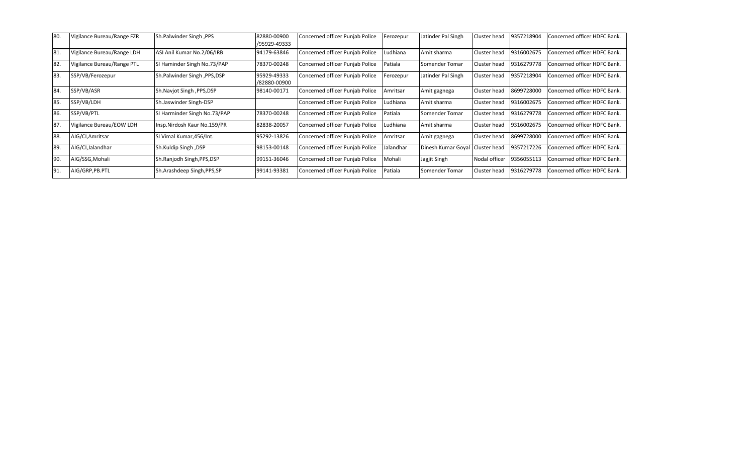| | | | | | | | | | |
|---|---|---|---|---|---|---|---|---|---|
| 80. | Vigilance Bureau/Range FZR | Sh.Palwinder Singh ,PPS | 82880-00900 /95929-49333 | Concerned officer Punjab Police | Ferozepur | Jatinder Pal Singh | Cluster head | 9357218904 | Concerned officer HDFC Bank. |
| 81. | Vigilance Bureau/Range LDH | ASI Anil Kumar No.2/06/IRB | 94179-63846 | Concerned officer Punjab Police | Ludhiana | Amit sharma | Cluster head | 9316002675 | Concerned officer HDFC Bank. |
| 82. | Vigilance Bureau/Range PTL | SI Haminder Singh No.73/PAP | 78370-00248 | Concerned officer Punjab Police | Patiala | Somender Tomar | Cluster head | 9316279778 | Concerned officer HDFC Bank. |
| 83. | SSP/VB/Ferozepur | Sh.Palwinder Singh ,PPS,DSP | 95929-49333 /82880-00900 | Concerned officer Punjab Police | Ferozepur | Jatinder Pal Singh | Cluster head | 9357218904 | Concerned officer HDFC Bank. |
| 84. | SSP/VB/ASR | Sh.Navjot Singh ,PPS,DSP | 98140-00171 | Concerned officer Punjab Police | Amritsar | Amit gagnega | Cluster head | 8699728000 | Concerned officer HDFC Bank. |
| 85. | SSP/VB/LDH | Sh.Jaswinder Singh-DSP | | Concerned officer Punjab Police | Ludhiana | Amit sharma | Cluster head | 9316002675 | Concerned officer HDFC Bank. |
| 86. | SSP/VB/PTL | SI Harminder Singh No.73/PAP | 78370-00248 | Concerned officer Punjab Police | Patiala | Somender Tomar | Cluster head | 9316279778 | Concerned officer HDFC Bank. |
| 87. | Vigilance Bureau/EOW LDH | Insp.Nirdosh Kaur No.159/PR | 82838-20057 | Concerned officer Punjab Police | Ludhiana | Amit sharma | Cluster head | 9316002675 | Concerned officer HDFC Bank. |
| 88. | AIG/CI,Amritsar | SI Vimal Kumar,456/Int. | 95292-13826 | Concerned officer Punjab Police | Amritsar | Amit gagnega | Cluster head | 8699728000 | Concerned officer HDFC Bank. |
| 89. | AIG/CI,Jalandhar | Sh.Kuldip Singh ,DSP | 98153-00148 | Concerned officer Punjab Police | Jalandhar | Dinesh Kumar Goyal | Cluster head | 9357217226 | Concerned officer HDFC Bank. |
| 90. | AIG/SSG,Mohali | Sh.Ranjodh Singh,PPS,DSP | 99151-36046 | Concerned officer Punjab Police | Mohali | Jagjit Singh | Nodal officer | 9356055113 | Concerned officer HDFC Bank. |
| 91. | AIG/GRP,PB.PTL | Sh.Arashdeep Singh,PPS,SP | 99141-93381 | Concerned officer Punjab Police | Patiala | Somender Tomar | Cluster head | 9316279778 | Concerned officer HDFC Bank. |